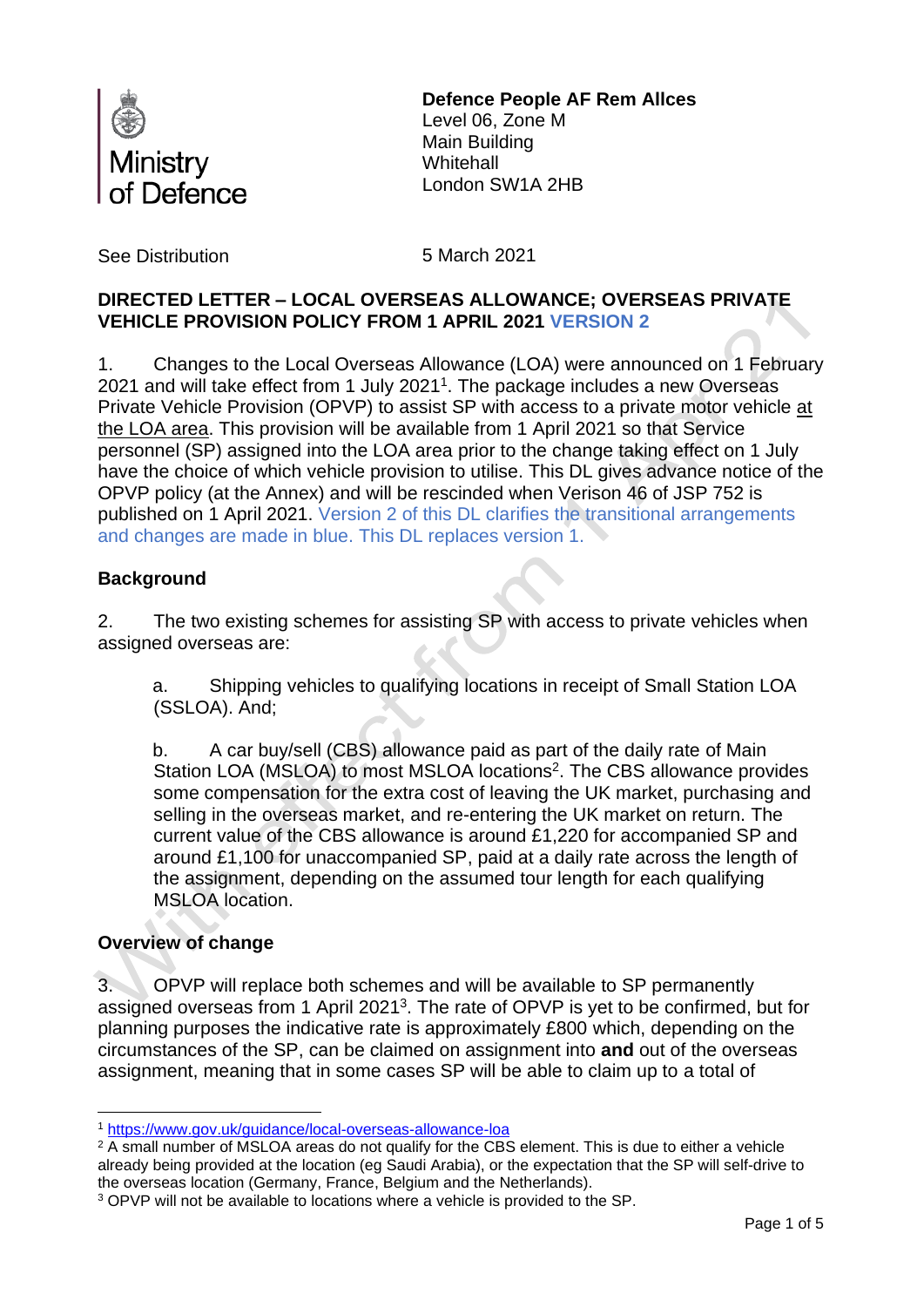Ministry of Defence

**Defence People AF Rem Allces**
Level 06, Zone M
Main Building
Whitehall
London SW1A 2HB

See Distribution

5 March 2021

**DIRECTED LETTER – LOCAL OVERSEAS ALLOWANCE; OVERSEAS PRIVATE VEHICLE PROVISION POLICY FROM 1 APRIL 2021 VERSION 2**

1. Changes to the Local Overseas Allowance (LOA) were announced on 1 February 2021 and will take effect from 1 July 2021[1]. The package includes a new Overseas Private Vehicle Provision (OPVP) to assist SP with access to a private motor vehicle at the LOA area. This provision will be available from 1 April 2021 so that Service personnel (SP) assigned into the LOA area prior to the change taking effect on 1 July have the choice of which vehicle provision to utilise. This DL gives advance notice of the OPVP policy (at the Annex) and will be rescinded when Verison 46 of JSP 752 is published on 1 April 2021. Version 2 of this DL clarifies the transitional arrangements and changes are made in blue. This DL replaces version 1.

## Background

2. The two existing schemes for assisting SP with access to private vehicles when assigned overseas are:

   a. Shipping vehicles to qualifying locations in receipt of Small Station LOA (SSLOA). And;

   b. A car buy/sell (CBS) allowance paid as part of the daily rate of Main Station LOA (MSLOA) to most MSLOA locations[2]. The CBS allowance provides some compensation for the extra cost of leaving the UK market, purchasing and selling in the overseas market, and re-entering the UK market on return. The current value of the CBS allowance is around £1,220 for accompanied SP and around £1,100 for unaccompanied SP, paid at a daily rate across the length of the assignment, depending on the assumed tour length for each qualifying MSLOA location.

## Overview of change

3. OPVP will replace both schemes and will be available to SP permanently assigned overseas from 1 April 2021[3]. The rate of OPVP is yet to be confirmed, but for planning purposes the indicative rate is approximately £800 which, depending on the circumstances of the SP, can be claimed on assignment into **and** out of the overseas assignment, meaning that in some cases SP will be able to claim up to a total of

---

[1] https://www.gov.uk/guidance/local-overseas-allowance-loa

[2] A small number of MSLOA areas do not qualify for the CBS element. This is due to either a vehicle already being provided at the location (eg Saudi Arabia), or the expectation that the SP will self-drive to the overseas location (Germany, France, Belgium and the Netherlands).

[3] OPVP will not be available to locations where a vehicle is provided to the SP.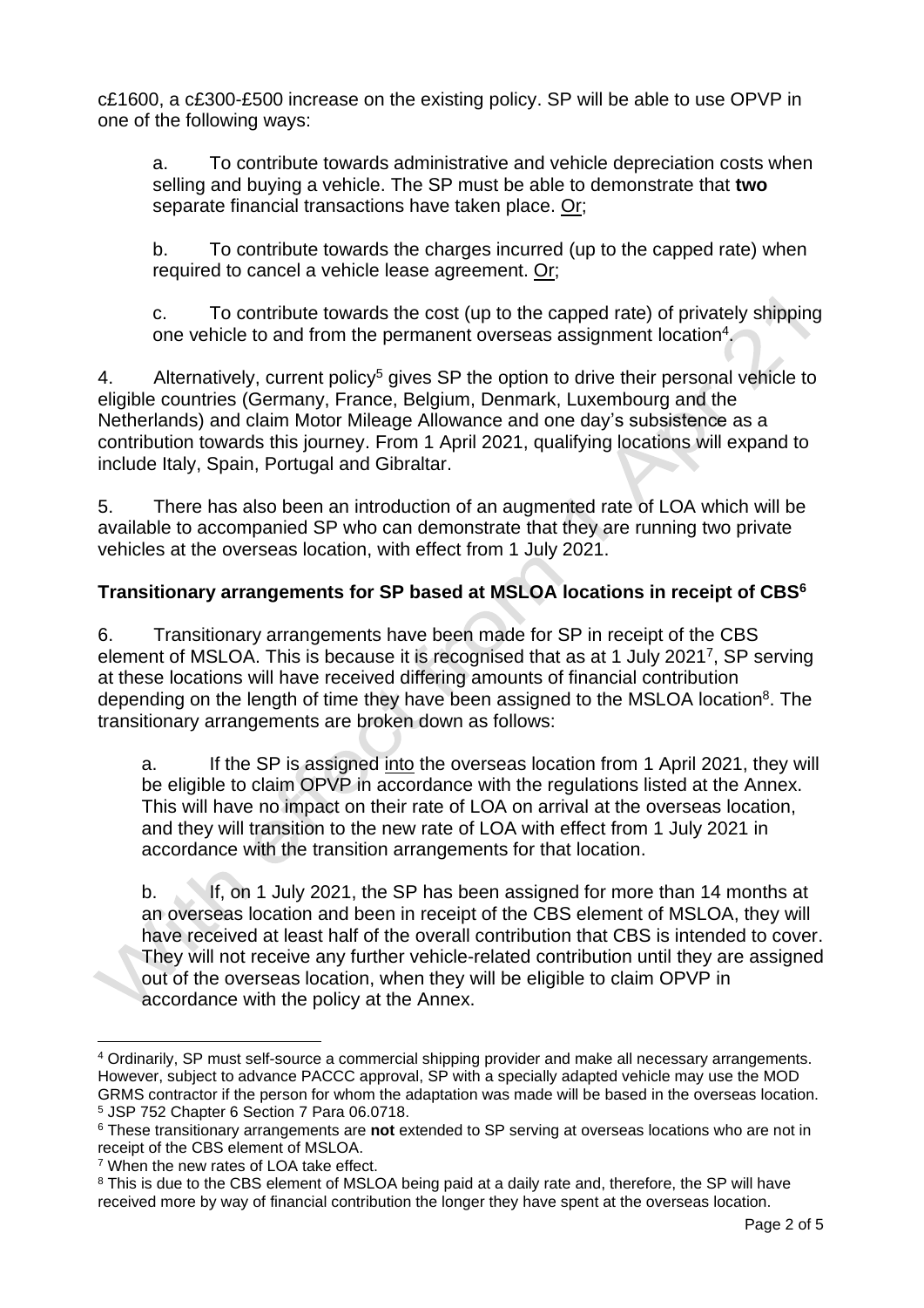c£1600, a c£300-£500 increase on the existing policy. SP will be able to use OPVP in one of the following ways:

a. To contribute towards administrative and vehicle depreciation costs when selling and buying a vehicle. The SP must be able to demonstrate that **two** separate financial transactions have taken place. Or;

b. To contribute towards the charges incurred (up to the capped rate) when required to cancel a vehicle lease agreement. Or;

c. To contribute towards the cost (up to the capped rate) of privately shipping one vehicle to and from the permanent overseas assignment location[4].

4. Alternatively, current policy[5] gives SP the option to drive their personal vehicle to eligible countries (Germany, France, Belgium, Denmark, Luxembourg and the Netherlands) and claim Motor Mileage Allowance and one day's subsistence as a contribution towards this journey. From 1 April 2021, qualifying locations will expand to include Italy, Spain, Portugal and Gibraltar.

5. There has also been an introduction of an augmented rate of LOA which will be available to accompanied SP who can demonstrate that they are running two private vehicles at the overseas location, with effect from 1 July 2021.

**Transitional arrangements for SP based at MSLOA locations in receipt of CBS[6]**

6. Transitional arrangements have been made for SP in receipt of the CBS element of MSLOA. This is because it is recognised that as at 1 July 2021[7], SP serving at these locations will have received differing amounts of financial contribution depending on the length of time they have been assigned to the MSLOA location[8]. The transitional arrangements are broken down as follows:

a. If the SP is assigned into the overseas location from 1 April 2021, they will be eligible to claim OPVP in accordance with the regulations listed at the Annex. This will have no impact on their rate of LOA on arrival at the overseas location, and they will transition to the new rate of LOA with effect from 1 July 2021 in accordance with the transition arrangements for that location.

b. If, on 1 July 2021, the SP has been assigned for more than 14 months at an overseas location and been in receipt of the CBS element of MSLOA, they will have received at least half of the overall contribution that CBS is intended to cover. They will not receive any further vehicle-related contribution until they are assigned out of the overseas location, when they will be eligible to claim OPVP in accordance with the policy at the Annex.

---

[4] Ordinarily, SP must self-source a commercial shipping provider and make all necessary arrangements. However, subject to advance PACCC approval, SP with a specially adapted vehicle may use the MOD GRMS contractor if the person for whom the adaptation was made will be based in the overseas location.

[5] JSP 752 Chapter 6 Section 7 Para 06.0718.

[6] These transitional arrangements are **not** extended to SP serving at overseas locations who are not in receipt of the CBS element of MSLOA.

[7] When the new rates of LOA take effect.

[8] This is due to the CBS element of MSLOA being paid at a daily rate and, therefore, the SP will have received more by way of financial contribution the longer they have spent at the overseas location.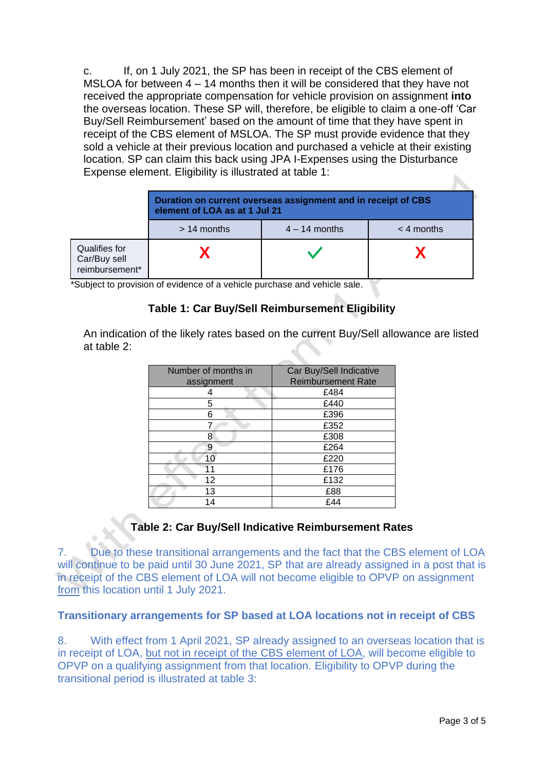c. If, on 1 July 2021, the SP has been in receipt of the CBS element of MSLOA for between 4 – 14 months then it will be considered that they have not received the appropriate compensation for vehicle provision on assignment **into** the overseas location. These SP will, therefore, be eligible to claim a one-off 'Car Buy/Sell Reimbursement' based on the amount of time that they have spent in receipt of the CBS element of MSLOA. The SP must provide evidence that they sold a vehicle at their previous location and purchased a vehicle at their existing location. SP can claim this back using JPA I-Expenses using the Disturbance Expense element. Eligibility is illustrated at table 1:

| | **Duration on current overseas assignment and in receipt of CBS element of LOA as at 1 Jul 21** | | |
|---|---|---|---|
| | > 14 months | 4 – 14 months | < 4 months |
| Qualifies for Car/Buy sell reimbursement* | X | ✓ | X |

*Subject to provision of evidence of a vehicle purchase and vehicle sale.

**Table 1: Car Buy/Sell Reimbursement Eligibility**

An indication of the likely rates based on the current Buy/Sell allowance are listed at table 2:

| Number of months in assignment | Car Buy/Sell Indicative Reimbursement Rate |
|---|---|
| 4 | £484 |
| 5 | £440 |
| 6 | £396 |
| 7 | £352 |
| 8 | £308 |
| 9 | £264 |
| 10 | £220 |
| 11 | £176 |
| 12 | £132 |
| 13 | £88 |
| 14 | £44 |

**Table 2: Car Buy/Sell Indicative Reimbursement Rates**

7. Due to these transitional arrangements and the fact that the CBS element of LOA will continue to be paid until 30 June 2021, SP that are already assigned in a post that is in receipt of the CBS element of LOA will not become eligible to OPVP on assignment from this location until 1 July 2021.

**Transitionary arrangements for SP based at LOA locations not in receipt of CBS**

8. With effect from 1 April 2021, SP already assigned to an overseas location that is in receipt of LOA, but not in receipt of the CBS element of LOA, will become eligible to OPVP on a qualifying assignment from that location. Eligibility to OPVP during the transitional period is illustrated at table 3: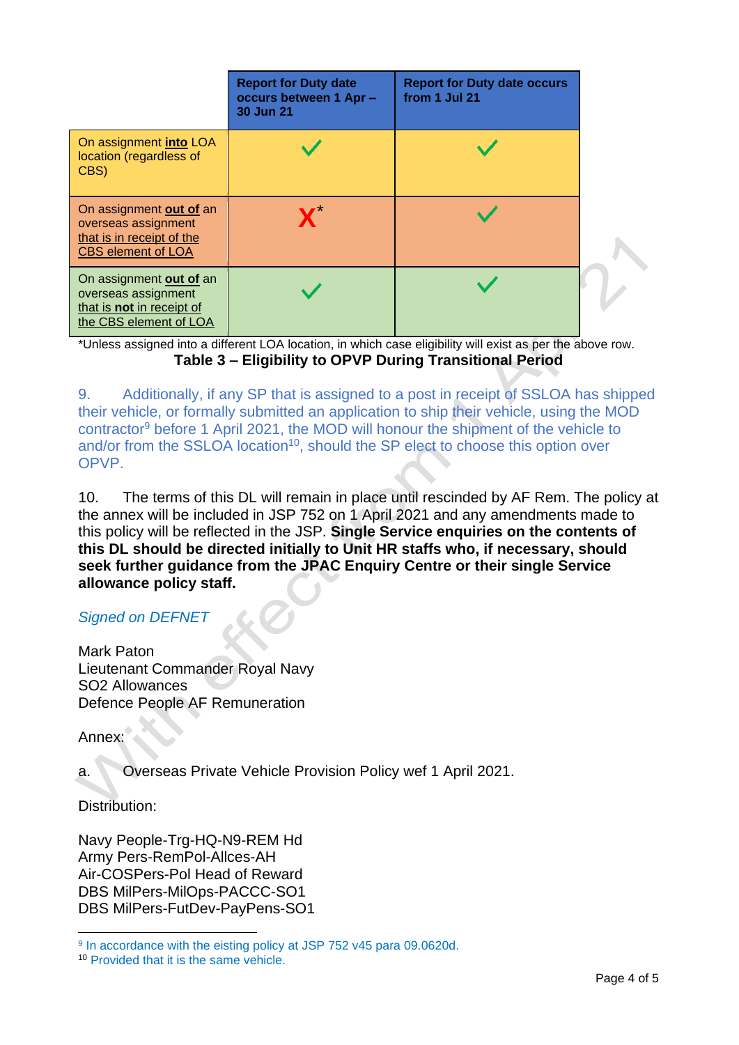| | Report for Duty date occurs between 1 Apr – 30 Jun 21 | Report for Duty date occurs from 1 Jul 21 |
|---|---|---|
| On assignment **into** LOA location (regardless of CBS) | ✓ | ✓ |
| On assignment **out of** an overseas assignment that is in receipt of the CBS element of LOA | X* | ✓ |
| On assignment **out of** an overseas assignment that is **not** in receipt of the CBS element of LOA | ✓ | ✓ |

*Unless assigned into a different LOA location, in which case eligibility will exist as per the above row.

**Table 3 – Eligibility to OPVP During Transitional Period**

9. Additionally, if any SP that is assigned to a post in receipt of SSLOA has shipped their vehicle, or formally submitted an application to ship their vehicle, using the MOD contractor[9] before 1 April 2021, the MOD will honour the shipment of the vehicle to and/or from the SSLOA location[10], should the SP elect to choose this option over OPVP.

10. The terms of this DL will remain in place until rescinded by AF Rem. The policy at the annex will be included in JSP 752 on 1 April 2021 and any amendments made to this policy will be reflected in the JSP. **Single Service enquiries on the contents of this DL should be directed initially to Unit HR staffs who, if necessary, should seek further guidance from the JPAC Enquiry Centre or their single Service allowance policy staff.**

*Signed on DEFNET*

Mark Paton
Lieutenant Commander Royal Navy
SO2 Allowances
Defence People AF Remuneration

Annex:

a. Overseas Private Vehicle Provision Policy wef 1 April 2021.

Distribution:

Navy People-Trg-HQ-N9-REM Hd
Army Pers-RemPol-Allces-AH
Air-COSPers-Pol Head of Reward
DBS MilPers-MilOps-PACCC-SO1
DBS MilPers-FutDev-PayPens-SO1

[9] In accordance with the eisting policy at JSP 752 v45 para 09.0620d.
[10] Provided that it is the same vehicle.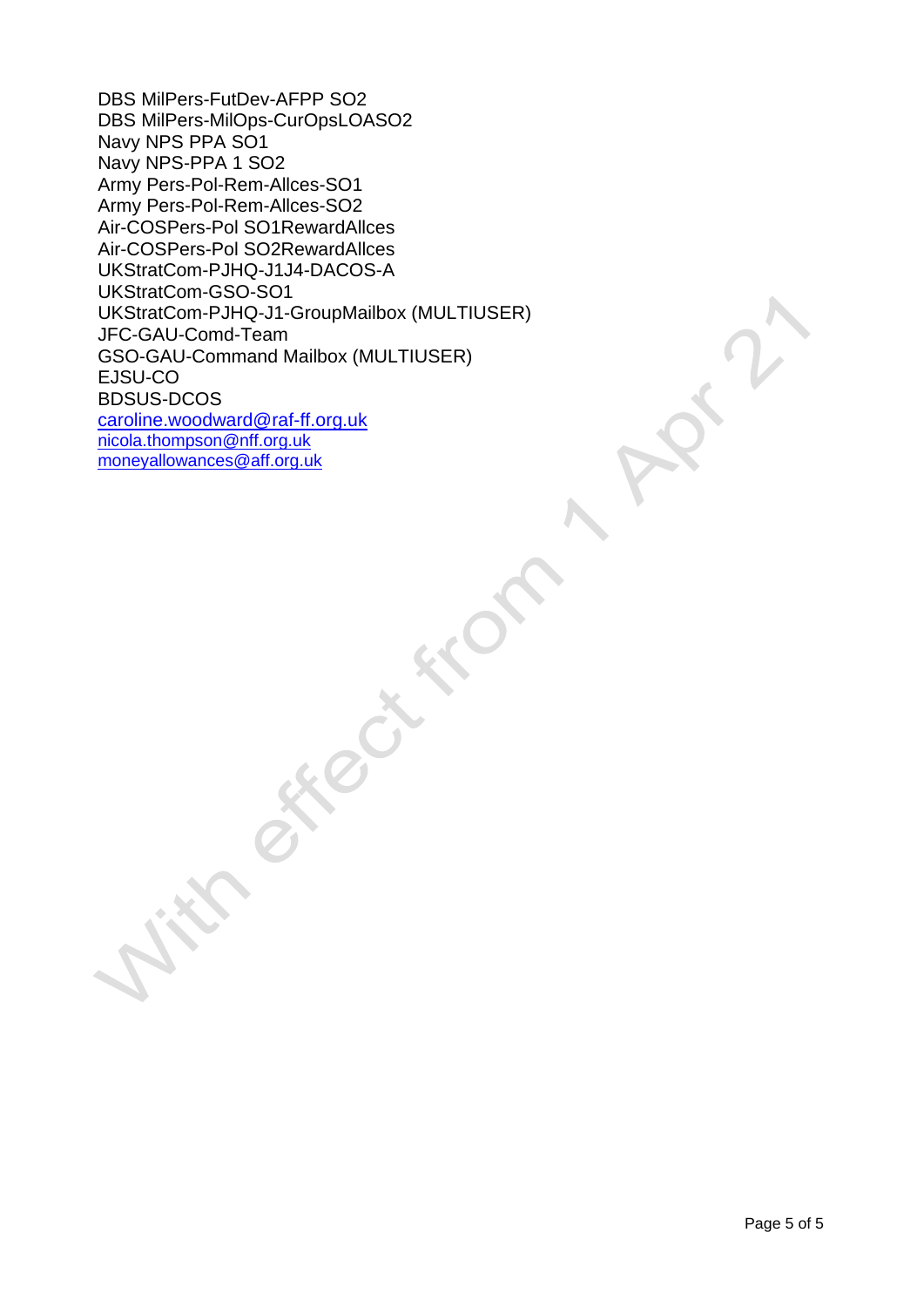DBS MilPers-FutDev-AFPP SO2
DBS MilPers-MilOps-CurOpsLOASO2
Navy NPS PPA SO1
Navy NPS-PPA 1 SO2
Army Pers-Pol-Rem-Allces-SO1
Army Pers-Pol-Rem-Allces-SO2
Air-COSPers-Pol SO1RewardAllces
Air-COSPers-Pol SO2RewardAllces
UKStratCom-PJHQ-J1J4-DACOS-A
UKStratCom-GSO-SO1
UKStratCom-PJHQ-J1-GroupMailbox (MULTIUSER)
JFC-GAU-Comd-Team
GSO-GAU-Command Mailbox (MULTIUSER)
EJSU-CO
BDSUS-DCOS
caroline.woodward@raf-ff.org.uk
nicola.thompson@nff.org.uk
moneyallowances@aff.org.uk

With effect from 1 Apr 21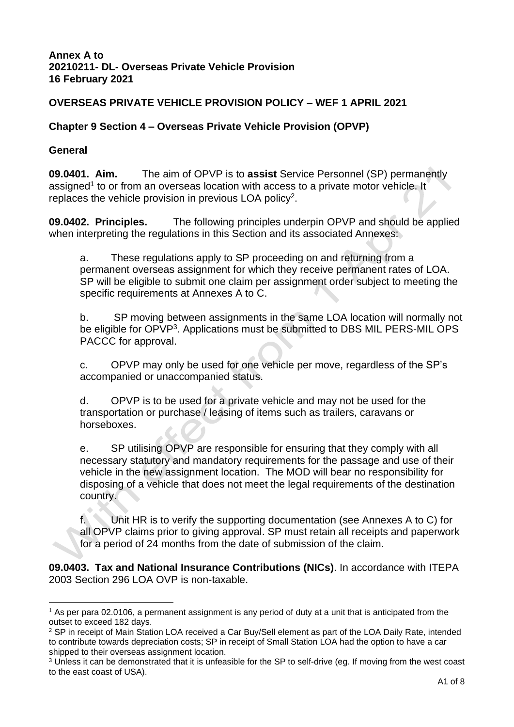**Annex A to**
**20210211- DL- Overseas Private Vehicle Provision**
**16 February 2021**

**OVERSEAS PRIVATE VEHICLE PROVISION POLICY – WEF 1 APRIL 2021**

**Chapter 9 Section 4 – Overseas Private Vehicle Provision (OPVP)**

**General**

**09.0401. Aim.** The aim of OPVP is to **assist** Service Personnel (SP) permanently assigned[1] to or from an overseas location with access to a private motor vehicle. It replaces the vehicle provision in previous LOA policy[2].

**09.0402. Principles.** The following principles underpin OPVP and should be applied when interpreting the regulations in this Section and its associated Annexes:

a. These regulations apply to SP proceeding on and returning from a permanent overseas assignment for which they receive permanent rates of LOA. SP will be eligible to submit one claim per assignment order subject to meeting the specific requirements at Annexes A to C.

b. SP moving between assignments in the same LOA location will normally not be eligible for OPVP[3]. Applications must be submitted to DBS MIL PERS-MIL OPS PACCC for approval.

c. OPVP may only be used for one vehicle per move, regardless of the SP's accompanied or unaccompanied status.

d. OPVP is to be used for a private vehicle and may not be used for the transportation or purchase / leasing of items such as trailers, caravans or horseboxes.

e. SP utilising OPVP are responsible for ensuring that they comply with all necessary statutory and mandatory requirements for the passage and use of their vehicle in the new assignment location. The MOD will bear no responsibility for disposing of a vehicle that does not meet the legal requirements of the destination country.

f. Unit HR is to verify the supporting documentation (see Annexes A to C) for all OPVP claims prior to giving approval. SP must retain all receipts and paperwork for a period of 24 months from the date of submission of the claim.

**09.0403. Tax and National Insurance Contributions (NICs)**. In accordance with ITEPA 2003 Section 296 LOA OVP is non-taxable.

---

[1] As per para 02.0106, a permanent assignment is any period of duty at a unit that is anticipated from the outset to exceed 182 days.

[2] SP in receipt of Main Station LOA received a Car Buy/Sell element as part of the LOA Daily Rate, intended to contribute towards depreciation costs; SP in receipt of Small Station LOA had the option to have a car shipped to their overseas assignment location.

[3] Unless it can be demonstrated that it is unfeasible for the SP to self-drive (eg. If moving from the west coast to the east coast of USA).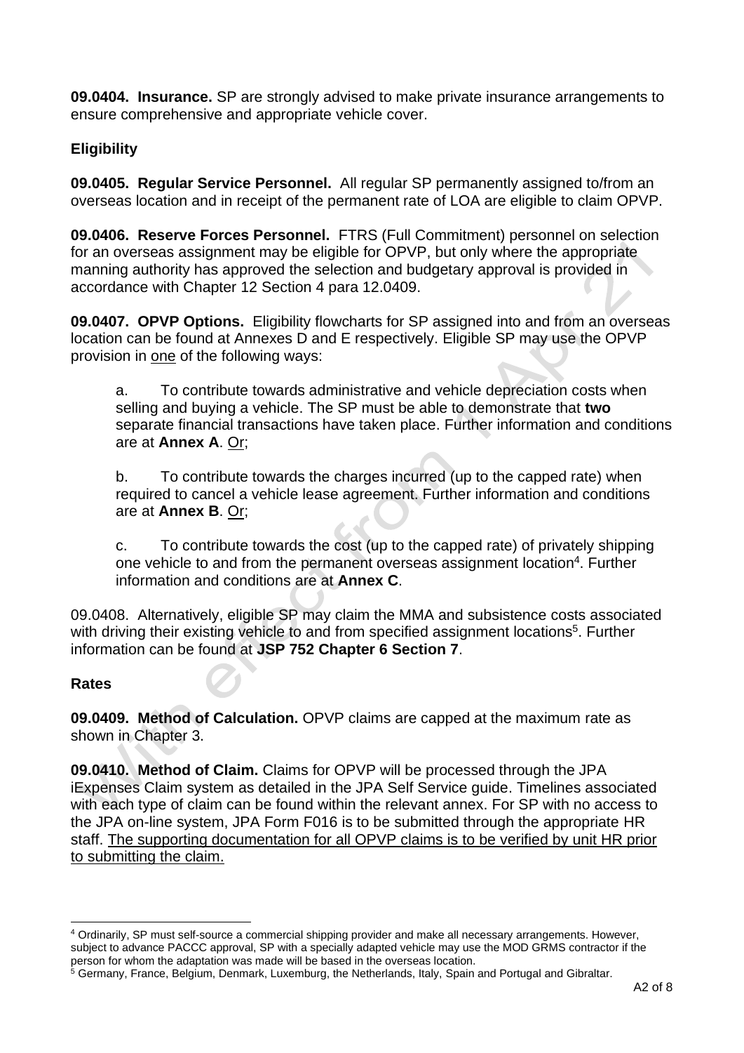**09.0404. Insurance.** SP are strongly advised to make private insurance arrangements to ensure comprehensive and appropriate vehicle cover.

## Eligibility

**09.0405. Regular Service Personnel.** All regular SP permanently assigned to/from an overseas location and in receipt of the permanent rate of LOA are eligible to claim OPVP.

**09.0406. Reserve Forces Personnel.** FTRS (Full Commitment) personnel on selection for an overseas assignment may be eligible for OPVP, but only where the appropriate manning authority has approved the selection and budgetary approval is provided in accordance with Chapter 12 Section 4 para 12.0409.

**09.0407. OPVP Options.** Eligibility flowcharts for SP assigned into and from an overseas location can be found at Annexes D and E respectively. Eligible SP may use the OPVP provision in one of the following ways:

a. To contribute towards administrative and vehicle depreciation costs when selling and buying a vehicle. The SP must be able to demonstrate that **two** separate financial transactions have taken place. Further information and conditions are at **Annex A**. Or;

b. To contribute towards the charges incurred (up to the capped rate) when required to cancel a vehicle lease agreement. Further information and conditions are at **Annex B**. Or;

c. To contribute towards the cost (up to the capped rate) of privately shipping one vehicle to and from the permanent overseas assignment location[4]. Further information and conditions are at **Annex C**.

09.0408. Alternatively, eligible SP may claim the MMA and subsistence costs associated with driving their existing vehicle to and from specified assignment locations[5]. Further information can be found at **JSP 752 Chapter 6 Section 7**.

## Rates

**09.0409. Method of Calculation.** OPVP claims are capped at the maximum rate as shown in Chapter 3.

**09.0410. Method of Claim.** Claims for OPVP will be processed through the JPA iExpenses Claim system as detailed in the JPA Self Service guide. Timelines associated with each type of claim can be found within the relevant annex. For SP with no access to the JPA on-line system, JPA Form F016 is to be submitted through the appropriate HR staff. The supporting documentation for all OPVP claims is to be verified by unit HR prior to submitting the claim.

---

[4] Ordinarily, SP must self-source a commercial shipping provider and make all necessary arrangements. However, subject to advance PACCC approval, SP with a specially adapted vehicle may use the MOD GRMS contractor if the person for whom the adaptation was made will be based in the overseas location.

[5] Germany, France, Belgium, Denmark, Luxemburg, the Netherlands, Italy, Spain and Portugal and Gibraltar.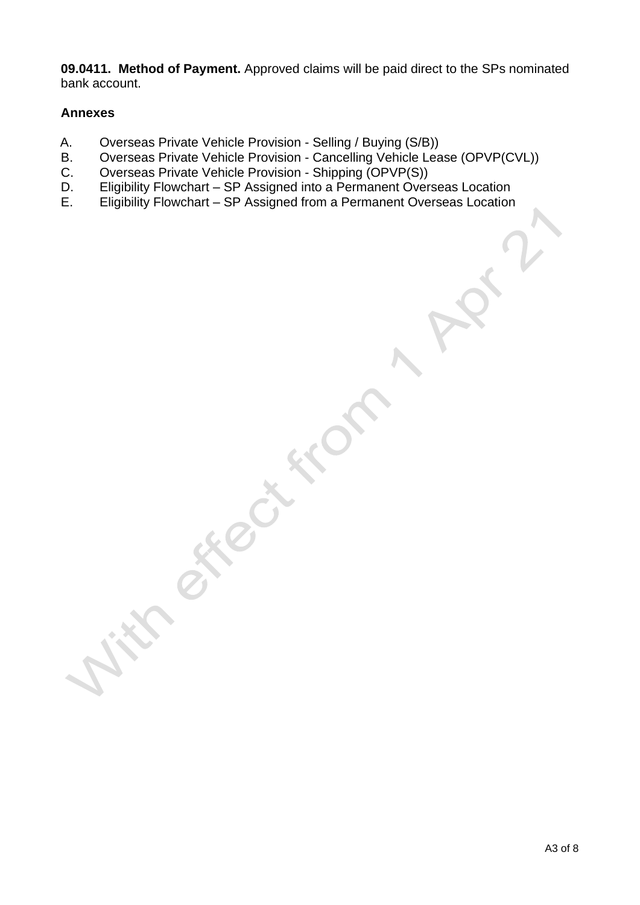**09.0411. Method of Payment.** Approved claims will be paid direct to the SPs nominated bank account.

**Annexes**

A. Overseas Private Vehicle Provision - Selling / Buying (S/B))
B. Overseas Private Vehicle Provision - Cancelling Vehicle Lease (OPVP(CVL))
C. Overseas Private Vehicle Provision - Shipping (OPVP(S))
D. Eligibility Flowchart – SP Assigned into a Permanent Overseas Location
E. Eligibility Flowchart – SP Assigned from a Permanent Overseas Location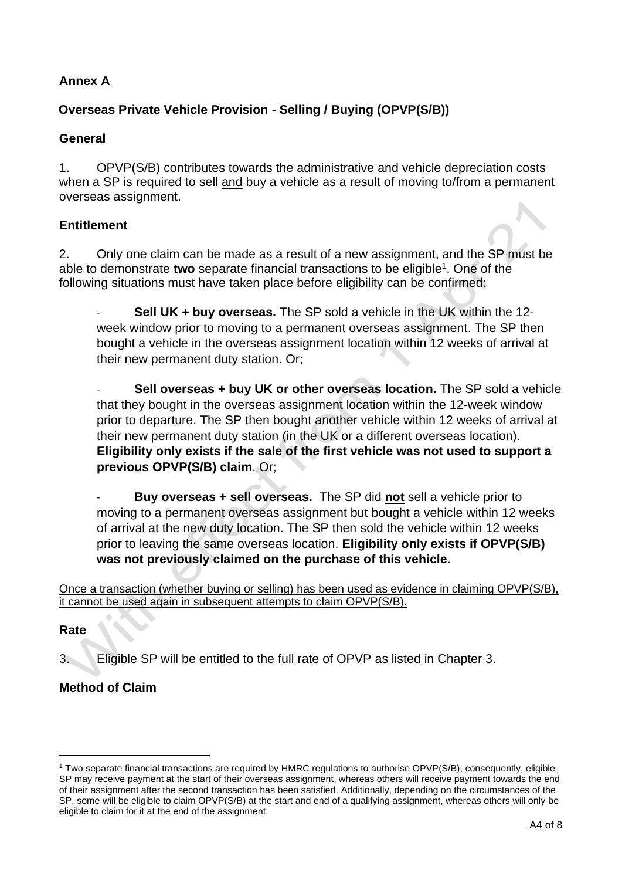**Annex A**

**Overseas Private Vehicle Provision** - **Selling / Buying (OPVP(S/B))**

**General**

1. OPVP(S/B) contributes towards the administrative and vehicle depreciation costs when a SP is required to sell and buy a vehicle as a result of moving to/from a permanent overseas assignment.

**Entitlement**

2. Only one claim can be made as a result of a new assignment, and the SP must be able to demonstrate **two** separate financial transactions to be eligible[1]. One of the following situations must have taken place before eligibility can be confirmed:

- **Sell UK + buy overseas.** The SP sold a vehicle in the UK within the 12-week window prior to moving to a permanent overseas assignment. The SP then bought a vehicle in the overseas assignment location within 12 weeks of arrival at their new permanent duty station. Or;

- **Sell overseas + buy UK or other overseas location.** The SP sold a vehicle that they bought in the overseas assignment location within the 12-week window prior to departure. The SP then bought another vehicle within 12 weeks of arrival at their new permanent duty station (in the UK or a different overseas location). **Eligibility only exists if the sale of the first vehicle was not used to support a previous OPVP(S/B) claim**. Or;

- **Buy overseas + sell overseas.** The SP did **not** sell a vehicle prior to moving to a permanent overseas assignment but bought a vehicle within 12 weeks of arrival at the new duty location. The SP then sold the vehicle within 12 weeks prior to leaving the same overseas location. **Eligibility only exists if OPVP(S/B) was not previously claimed on the purchase of this vehicle**.

Once a transaction (whether buying or selling) has been used as evidence in claiming OPVP(S/B), it cannot be used again in subsequent attempts to claim OPVP(S/B).

**Rate**

3. Eligible SP will be entitled to the full rate of OPVP as listed in Chapter 3.

**Method of Claim**

[1] Two separate financial transactions are required by HMRC regulations to authorise OPVP(S/B); consequently, eligible SP may receive payment at the start of their overseas assignment, whereas others will receive payment towards the end of their assignment after the second transaction has been satisfied. Additionally, depending on the circumstances of the SP, some will be eligible to claim OPVP(S/B) at the start and end of a qualifying assignment, whereas others will only be eligible to claim for it at the end of the assignment.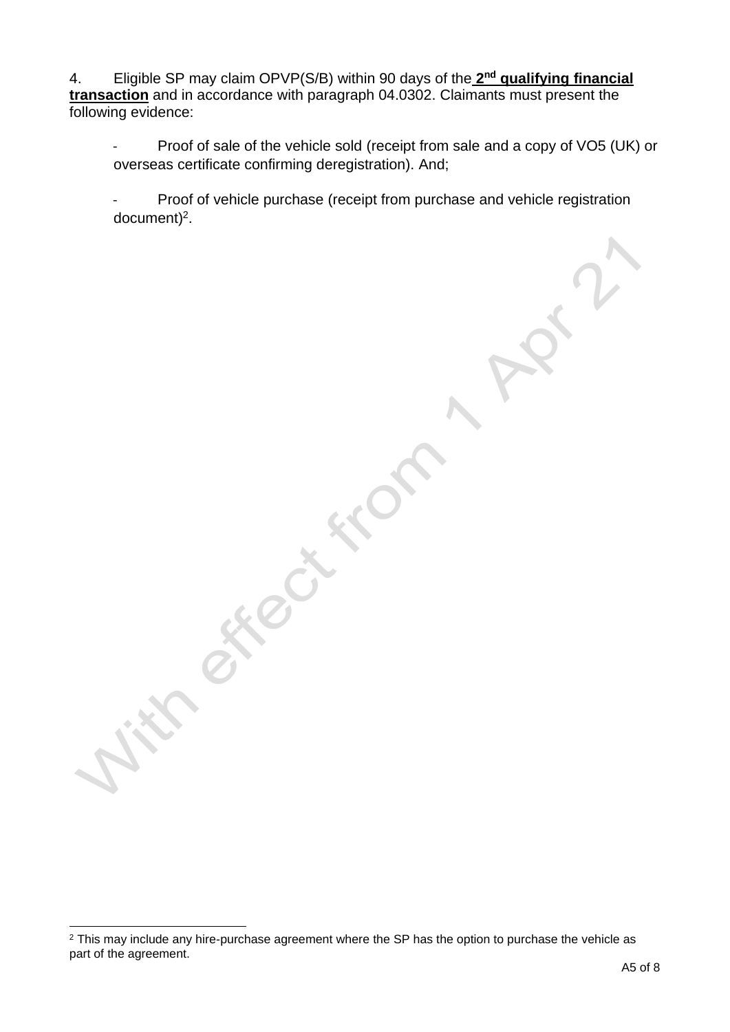4. Eligible SP may claim OPVP(S/B) within 90 days of the **2nd qualifying financial transaction** and in accordance with paragraph 04.0302. Claimants must present the following evidence:

- Proof of sale of the vehicle sold (receipt from sale and a copy of VO5 (UK) or overseas certificate confirming deregistration). And;

- Proof of vehicle purchase (receipt from purchase and vehicle registration document)[2].

With effect from 1 Apr 21

[2] This may include any hire-purchase agreement where the SP has the option to purchase the vehicle as part of the agreement.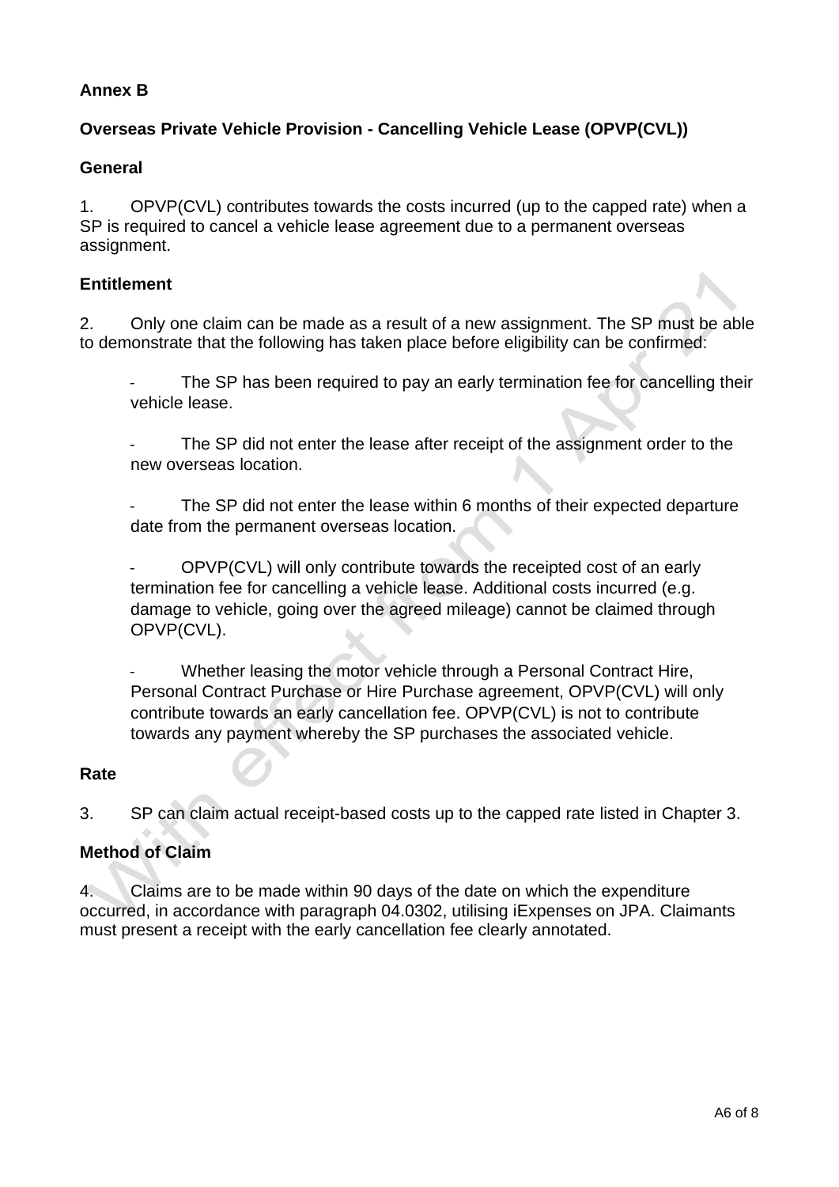**Annex B**

**Overseas Private Vehicle Provision - Cancelling Vehicle Lease (OPVP(CVL))**

**General**

1. OPVP(CVL) contributes towards the costs incurred (up to the capped rate) when a SP is required to cancel a vehicle lease agreement due to a permanent overseas assignment.

**Entitlement**

2. Only one claim can be made as a result of a new assignment. The SP must be able to demonstrate that the following has taken place before eligibility can be confirmed:

- The SP has been required to pay an early termination fee for cancelling their vehicle lease.

- The SP did not enter the lease after receipt of the assignment order to the new overseas location.

- The SP did not enter the lease within 6 months of their expected departure date from the permanent overseas location.

- OPVP(CVL) will only contribute towards the receipted cost of an early termination fee for cancelling a vehicle lease. Additional costs incurred (e.g. damage to vehicle, going over the agreed mileage) cannot be claimed through OPVP(CVL).

- Whether leasing the motor vehicle through a Personal Contract Hire, Personal Contract Purchase or Hire Purchase agreement, OPVP(CVL) will only contribute towards an early cancellation fee. OPVP(CVL) is not to contribute towards any payment whereby the SP purchases the associated vehicle.

**Rate**

3. SP can claim actual receipt-based costs up to the capped rate listed in Chapter 3.

**Method of Claim**

4. Claims are to be made within 90 days of the date on which the expenditure occurred, in accordance with paragraph 04.0302, utilising iExpenses on JPA. Claimants must present a receipt with the early cancellation fee clearly annotated.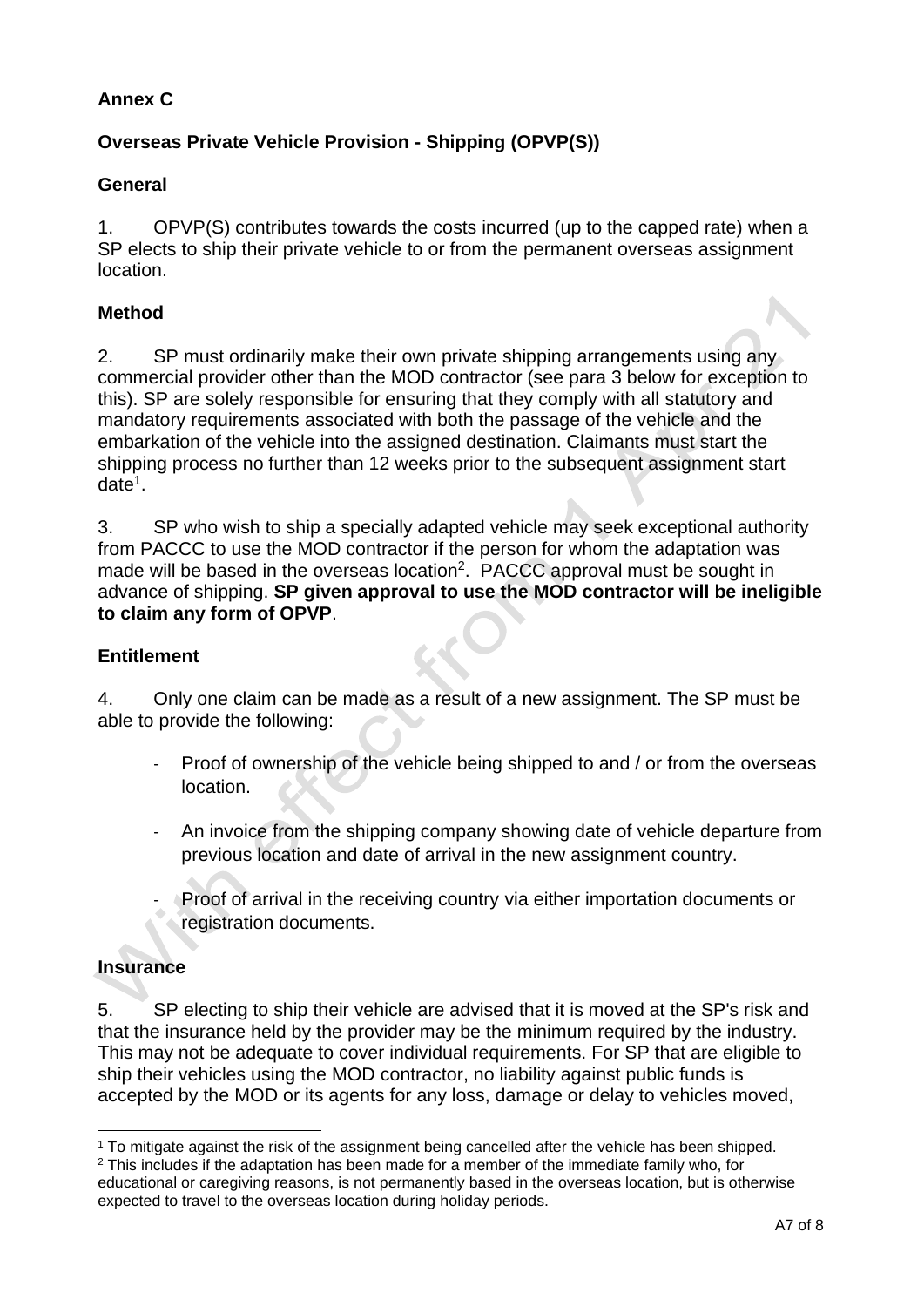**Annex C**

**Overseas Private Vehicle Provision - Shipping (OPVP(S))**

**General**

1. OPVP(S) contributes towards the costs incurred (up to the capped rate) when a SP elects to ship their private vehicle to or from the permanent overseas assignment location.

**Method**

2. SP must ordinarily make their own private shipping arrangements using any commercial provider other than the MOD contractor (see para 3 below for exception to this). SP are solely responsible for ensuring that they comply with all statutory and mandatory requirements associated with both the passage of the vehicle and the embarkation of the vehicle into the assigned destination. Claimants must start the shipping process no further than 12 weeks prior to the subsequent assignment start date[1].

3. SP who wish to ship a specially adapted vehicle may seek exceptional authority from PACCC to use the MOD contractor if the person for whom the adaptation was made will be based in the overseas location[2]. PACCC approval must be sought in advance of shipping. **SP given approval to use the MOD contractor will be ineligible to claim any form of OPVP**.

**Entitlement**

4. Only one claim can be made as a result of a new assignment. The SP must be able to provide the following:

- Proof of ownership of the vehicle being shipped to and / or from the overseas location.

- An invoice from the shipping company showing date of vehicle departure from previous location and date of arrival in the new assignment country.

- Proof of arrival in the receiving country via either importation documents or registration documents.

**Insurance**

5. SP electing to ship their vehicle are advised that it is moved at the SP's risk and that the insurance held by the provider may be the minimum required by the industry. This may not be adequate to cover individual requirements. For SP that are eligible to ship their vehicles using the MOD contractor, no liability against public funds is accepted by the MOD or its agents for any loss, damage or delay to vehicles moved,

[1] To mitigate against the risk of the assignment being cancelled after the vehicle has been shipped.

[2] This includes if the adaptation has been made for a member of the immediate family who, for educational or caregiving reasons, is not permanently based in the overseas location, but is otherwise expected to travel to the overseas location during holiday periods.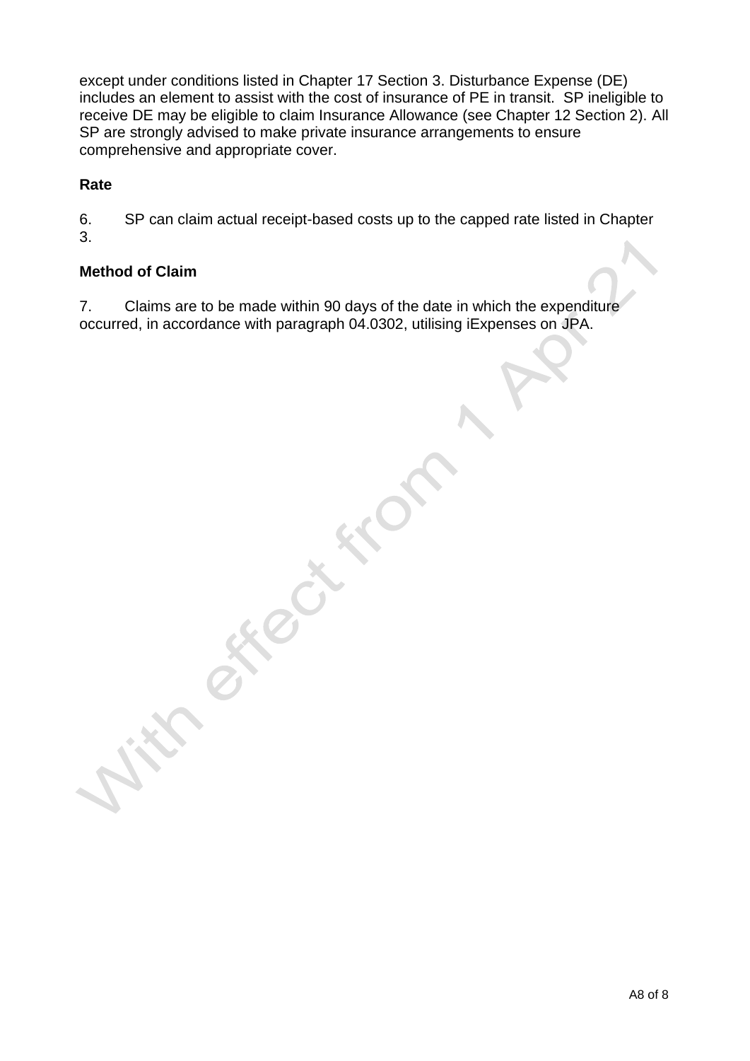except under conditions listed in Chapter 17 Section 3. Disturbance Expense (DE) includes an element to assist with the cost of insurance of PE in transit. SP ineligible to receive DE may be eligible to claim Insurance Allowance (see Chapter 12 Section 2). All SP are strongly advised to make private insurance arrangements to ensure comprehensive and appropriate cover.

**Rate**

6. SP can claim actual receipt-based costs up to the capped rate listed in Chapter 3.

**Method of Claim**

7. Claims are to be made within 90 days of the date in which the expenditure occurred, in accordance with paragraph 04.0302, utilising iExpenses on JPA.